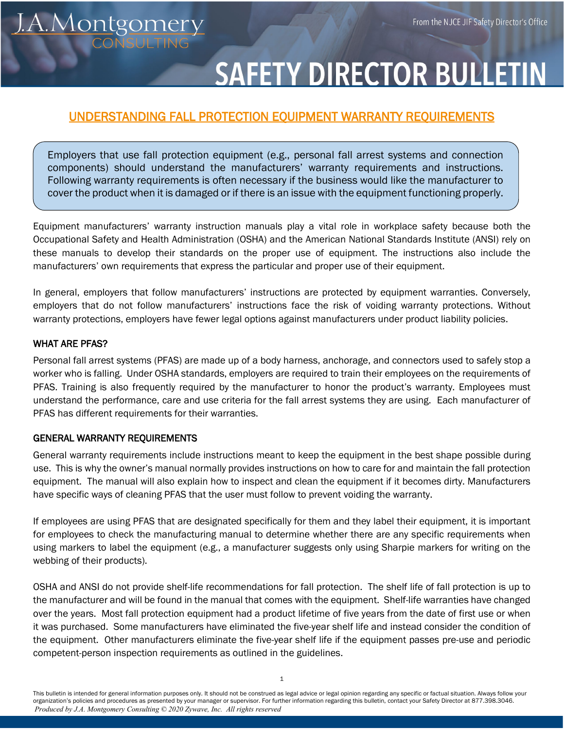J.A. Montgomery CONSULTING

From the NJCE JIF Safety Director's Office

# SAFETY DIRECTOR BULLETIN

## UNDERSTANDING FALL PROTECTION EQUIPMENT WARRANTY REQUIREMENTS

Employers that use fall protection equipment (e.g., personal fall arrest systems and connection components) should understand the manufacturers' warranty requirements and instructions. Following warranty requirements is often necessary if the business would like the manufacturer to cover the product when it is damaged or if there is an issue with the equipment functioning properly.

Equipment manufacturers' warranty instruction manuals play a vital role in workplace safety because both the Occupational Safety and Health Administration (OSHA) and the American National Standards Institute (ANSI) rely on these manuals to develop their standards on the proper use of equipment. The instructions also include the manufacturers' own requirements that express the particular and proper use of their equipment.

In general, employers that follow manufacturers' instructions are protected by equipment warranties. Conversely, employers that do not follow manufacturers' instructions face the risk of voiding warranty protections. Without warranty protections, employers have fewer legal options against manufacturers under product liability policies.

### WHAT ARE PFAS?

Personal fall arrest systems (PFAS) are made up of a body harness, anchorage, and connectors used to safely stop a worker who is falling. Under OSHA standards, employers are required to train their employees on the requirements of PFAS. Training is also frequently required by the manufacturer to honor the product's warranty. Employees must understand the performance, care and use criteria for the fall arrest systems they are using. Each manufacturer of PFAS has different requirements for their warranties.

### GENERAL WARRANTY REQUIREMENTS

General warranty requirements include instructions meant to keep the equipment in the best shape possible during use. This is why the owner's manual normally provides instructions on how to care for and maintain the fall protection equipment. The manual will also explain how to inspect and clean the equipment if it becomes dirty. Manufacturers have specific ways of cleaning PFAS that the user must follow to prevent voiding the warranty.

If employees are using PFAS that are designated specifically for them and they label their equipment, it is important for employees to check the manufacturing manual to determine whether there are any specific requirements when using markers to label the equipment (e.g., a manufacturer suggests only using Sharpie markers for writing on the webbing of their products).

OSHA and ANSI do not provide shelf-life recommendations for fall protection. The shelf life of fall protection is up to the manufacturer and will be found in the manual that comes with the equipment. Shelf-life warranties have changed over the years. Most fall protection equipment had a product lifetime of five years from the date of first use or when it was purchased. Some manufacturers have eliminated the five-year shelf life and instead consider the condition of the equipment. Other manufacturers eliminate the five-year shelf life if the equipment passes pre-use and periodic competent-person inspection requirements as outlined in the guidelines.

This bulletin is intended for general information purposes only. It should not be construed as legal advice or legal opinion regarding any specific or factual situation. Always follow your organization's policies and procedures as presented by your manager or supervisor. For further information regarding this bulletin, contact your Safety Director at 877.398.3046.
*Produced by J.A. Montgomery Consulting © 2020 Zywave, Inc. All rights reserved*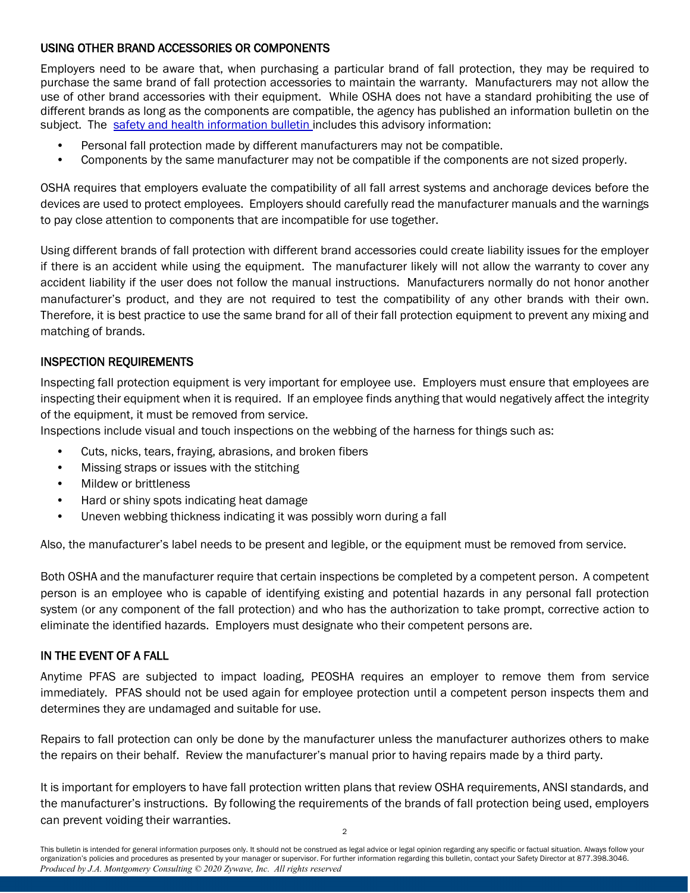## USING OTHER BRAND ACCESSORIES OR COMPONENTS

Employers need to be aware that, when purchasing a particular brand of fall protection, they may be required to purchase the same brand of fall protection accessories to maintain the warranty. Manufacturers may not allow the use of other brand accessories with their equipment. While OSHA does not have a standard prohibiting the use of different brands as long as the components are compatible, the agency has published an information bulletin on the subject. The safety and health information bulletin includes this advisory information:

- Personal fall protection made by different manufacturers may not be compatible.
- Components by the same manufacturer may not be compatible if the components are not sized properly.

OSHA requires that employers evaluate the compatibility of all fall arrest systems and anchorage devices before the devices are used to protect employees. Employers should carefully read the manufacturer manuals and the warnings to pay close attention to components that are incompatible for use together.

Using different brands of fall protection with different brand accessories could create liability issues for the employer if there is an accident while using the equipment. The manufacturer likely will not allow the warranty to cover any accident liability if the user does not follow the manual instructions. Manufacturers normally do not honor another manufacturer's product, and they are not required to test the compatibility of any other brands with their own. Therefore, it is best practice to use the same brand for all of their fall protection equipment to prevent any mixing and matching of brands.

## INSPECTION REQUIREMENTS

Inspecting fall protection equipment is very important for employee use. Employers must ensure that employees are inspecting their equipment when it is required. If an employee finds anything that would negatively affect the integrity of the equipment, it must be removed from service.

Inspections include visual and touch inspections on the webbing of the harness for things such as:

- Cuts, nicks, tears, fraying, abrasions, and broken fibers
- Missing straps or issues with the stitching
- Mildew or brittleness
- Hard or shiny spots indicating heat damage
- Uneven webbing thickness indicating it was possibly worn during a fall

Also, the manufacturer's label needs to be present and legible, or the equipment must be removed from service.

Both OSHA and the manufacturer require that certain inspections be completed by a competent person. A competent person is an employee who is capable of identifying existing and potential hazards in any personal fall protection system (or any component of the fall protection) and who has the authorization to take prompt, corrective action to eliminate the identified hazards. Employers must designate who their competent persons are.

## IN THE EVENT OF A FALL

Anytime PFAS are subjected to impact loading, PEOSHA requires an employer to remove them from service immediately. PFAS should not be used again for employee protection until a competent person inspects them and determines they are undamaged and suitable for use.

Repairs to fall protection can only be done by the manufacturer unless the manufacturer authorizes others to make the repairs on their behalf. Review the manufacturer's manual prior to having repairs made by a third party.

It is important for employers to have fall protection written plans that review OSHA requirements, ANSI standards, and the manufacturer's instructions. By following the requirements of the brands of fall protection being used, employers can prevent voiding their warranties.

This bulletin is intended for general information purposes only. It should not be construed as legal advice or legal opinion regarding any specific or factual situation. Always follow your organization's policies and procedures as presented by your manager or supervisor. For further information regarding this bulletin, contact your Safety Director at 877.398.3046.
*Produced by J.A. Montgomery Consulting © 2020 Zywave, Inc. All rights reserved*